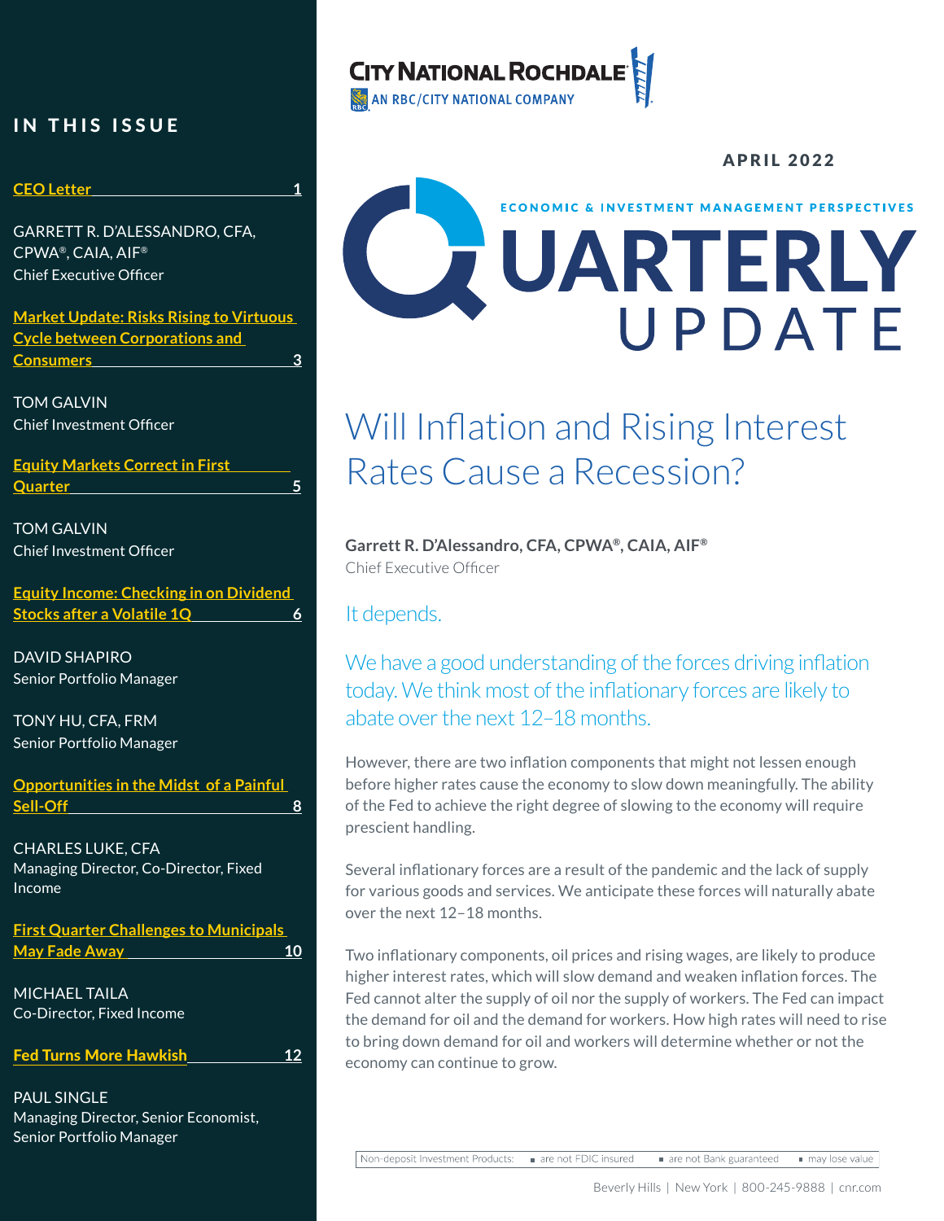CITY NATIONAL ROCHDALE
AN RBC/CITY NATIONAL COMPANY

APRIL 2022

ECONOMIC & INVESTMENT MANAGEMENT PERSPECTIVES

# QUARTERLY UPDATE

## IN THIS ISSUE

| | |
|---|---|
| CEO Letter | 1 |
| GARRETT R. D'ALESSANDRO, CFA, CPWA®, CAIA, AIF® Chief Executive Officer | |
| Market Update: Risks Rising to Virtuous Cycle between Corporations and Consumers | 3 |
| TOM GALVIN Chief Investment Officer | |
| Equity Markets Correct in First Quarter | 5 |
| TOM GALVIN Chief Investment Officer | |
| Equity Income: Checking in on Dividend Stocks after a Volatile 1Q | 6 |
| DAVID SHAPIRO Senior Portfolio Manager | |
| TONY HU, CFA, FRM Senior Portfolio Manager | |
| Opportunities in the Midst of a Painful Sell-Off | 8 |
| CHARLES LUKE, CFA Managing Director, Co-Director, Fixed Income | |
| First Quarter Challenges to Municipals May Fade Away | 10 |
| MICHAEL TAILA Co-Director, Fixed Income | |
| Fed Turns More Hawkish | 12 |
| PAUL SINGLE Managing Director, Senior Economist, Senior Portfolio Manager | |

# Will Inflation and Rising Interest Rates Cause a Recession?

**Garrett R. D'Alessandro, CFA, CPWA®, CAIA, AIF®**
Chief Executive Officer

It depends.

We have a good understanding of the forces driving inflation today. We think most of the inflationary forces are likely to abate over the next 12–18 months.

However, there are two inflation components that might not lessen enough before higher rates cause the economy to slow down meaningfully. The ability of the Fed to achieve the right degree of slowing to the economy will require prescient handling.

Several inflationary forces are a result of the pandemic and the lack of supply for various goods and services. We anticipate these forces will naturally abate over the next 12–18 months.

Two inflationary components, oil prices and rising wages, are likely to produce higher interest rates, which will slow demand and weaken inflation forces. The Fed cannot alter the supply of oil nor the supply of workers. The Fed can impact the demand for oil and the demand for workers. How high rates will need to rise to bring down demand for oil and workers will determine whether or not the economy can continue to grow.

Non-deposit Investment Products: ■ are not FDIC insured ■ are not Bank guaranteed ■ may lose value

Beverly Hills | New York | 800-245-9888 | cnr.com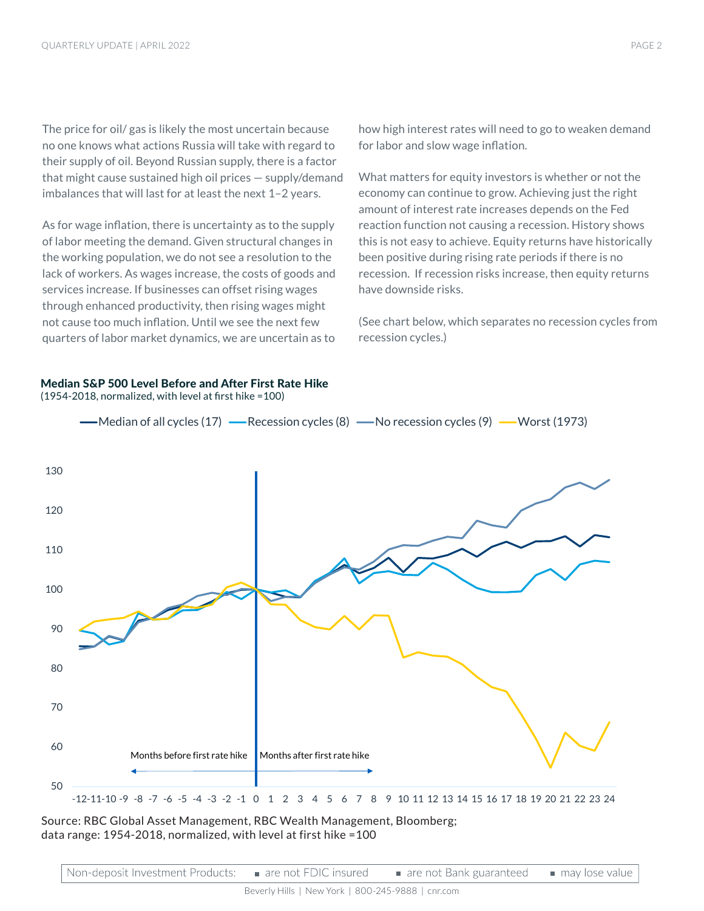The price for oil/ gas is likely the most uncertain because no one knows what actions Russia will take with regard to their supply of oil. Beyond Russian supply, there is a factor that might cause sustained high oil prices — supply/demand imbalances that will last for at least the next 1–2 years.

As for wage inflation, there is uncertainty as to the supply of labor meeting the demand. Given structural changes in the working population, we do not see a resolution to the lack of workers. As wages increase, the costs of goods and services increase. If businesses can offset rising wages through enhanced productivity, then rising wages might not cause too much inflation. Until we see the next few quarters of labor market dynamics, we are uncertain as to how high interest rates will need to go to weaken demand for labor and slow wage inflation.

What matters for equity investors is whether or not the economy can continue to grow. Achieving just the right amount of interest rate increases depends on the Fed reaction function not causing a recession. History shows this is not easy to achieve. Equity returns have historically been positive during rising rate periods if there is no recession. If recession risks increase, then equity returns have downside risks.

(See chart below, which separates no recession cycles from recession cycles.)

**Median S&P 500 Level Before and After First Rate Hike**
(1954-2018, normalized, with level at first hike =100)

Median of all cycles (17) | Recession cycles (8) | No recession cycles (9) | Worst (1973)

Months before first rate hike | Months after first rate hike

Source: RBC Global Asset Management, RBC Wealth Management, Bloomberg; data range: 1954-2018, normalized, with level at first hike =100

Non-deposit Investment Products: ▪ are not FDIC insured ▪ are not Bank guaranteed ▪ may lose value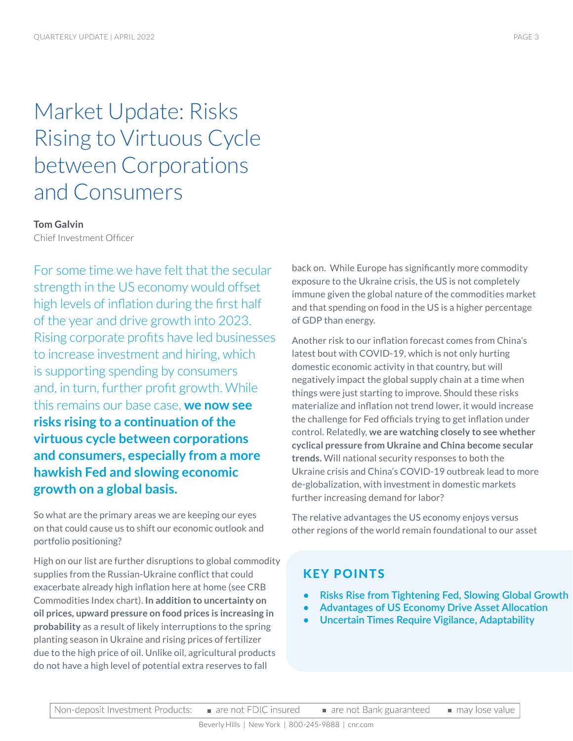# Market Update: Risks Rising to Virtuous Cycle between Corporations and Consumers

**Tom Galvin**
Chief Investment Officer

For some time we have felt that the secular strength in the US economy would offset high levels of inflation during the first half of the year and drive growth into 2023. Rising corporate profits have led businesses to increase investment and hiring, which is supporting spending by consumers and, in turn, further profit growth. While this remains our base case, **we now see risks rising to a continuation of the virtuous cycle between corporations and consumers, especially from a more hawkish Fed and slowing economic growth on a global basis.**

So what are the primary areas we are keeping our eyes on that could cause us to shift our economic outlook and portfolio positioning?

High on our list are further disruptions to global commodity supplies from the Russian-Ukraine conflict that could exacerbate already high inflation here at home (see CRB Commodities Index chart). **In addition to uncertainty on oil prices, upward pressure on food prices is increasing in probability** as a result of likely interruptions to the spring planting season in Ukraine and rising prices of fertilizer due to the high price of oil. Unlike oil, agricultural products do not have a high level of potential extra reserves to fall back on. While Europe has significantly more commodity exposure to the Ukraine crisis, the US is not completely immune given the global nature of the commodities market and that spending on food in the US is a higher percentage of GDP than energy.

Another risk to our inflation forecast comes from China's latest bout with COVID-19, which is not only hurting domestic economic activity in that country, but will negatively impact the global supply chain at a time when things were just starting to improve. Should these risks materialize and inflation not trend lower, it would increase the challenge for Fed officials trying to get inflation under control. Relatedly, **we are watching closely to see whether cyclical pressure from Ukraine and China become secular trends.** Will national security responses to both the Ukraine crisis and China's COVID-19 outbreak lead to more de-globalization, with investment in domestic markets further increasing demand for labor?

The relative advantages the US economy enjoys versus other regions of the world remain foundational to our asset

## KEY POINTS

- Risks Rise from Tightening Fed, Slowing Global Growth
- Advantages of US Economy Drive Asset Allocation
- Uncertain Times Require Vigilance, Adaptability

Non-deposit Investment Products: ▪ are not FDIC insured ▪ are not Bank guaranteed ▪ may lose value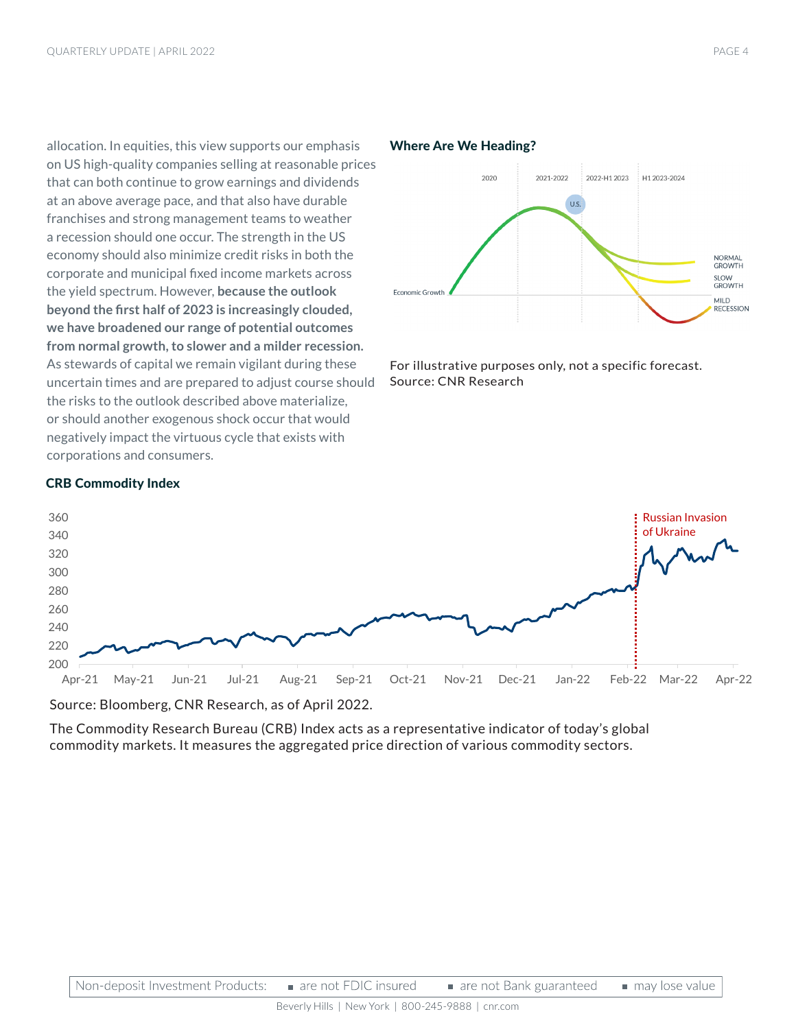allocation. In equities, this view supports our emphasis on US high-quality companies selling at reasonable prices that can both continue to grow earnings and dividends at an above average pace, and that also have durable franchises and strong management teams to weather a recession should one occur. The strength in the US economy should also minimize credit risks in both the corporate and municipal fixed income markets across the yield spectrum. However, **because the outlook beyond the first half of 2023 is increasingly clouded, we have broadened our range of potential outcomes from normal growth, to slower and a milder recession.** As stewards of capital we remain vigilant during these uncertain times and are prepared to adjust course should the risks to the outlook described above materialize, or should another exogenous shock occur that would negatively impact the virtuous cycle that exists with corporations and consumers.

**Where Are We Heading?**

For illustrative purposes only, not a specific forecast.
Source: CNR Research

**CRB Commodity Index**

Source: Bloomberg, CNR Research, as of April 2022.

The Commodity Research Bureau (CRB) Index acts as a representative indicator of today's global commodity markets. It measures the aggregated price direction of various commodity sectors.

Non-deposit Investment Products: ■ are not FDIC insured ■ are not Bank guaranteed ■ may lose value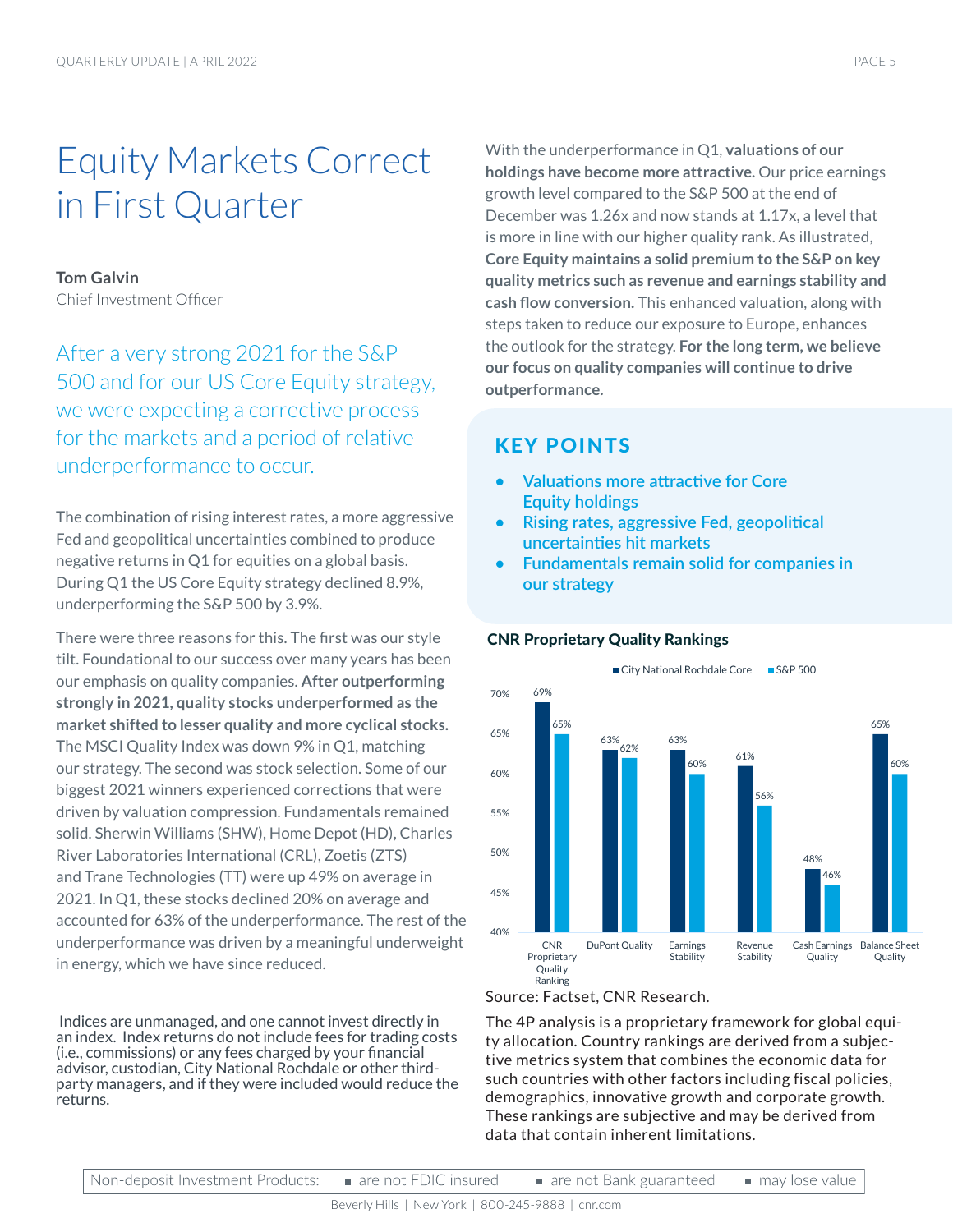# Equity Markets Correct in First Quarter

**Tom Galvin**
Chief Investment Officer

## After a very strong 2021 for the S&P 500 and for our US Core Equity strategy, we were expecting a corrective process for the markets and a period of relative underperformance to occur.

The combination of rising interest rates, a more aggressive Fed and geopolitical uncertainties combined to produce negative returns in Q1 for equities on a global basis. During Q1 the US Core Equity strategy declined 8.9%, underperforming the S&P 500 by 3.9%.

There were three reasons for this. The first was our style tilt. Foundational to our success over many years has been our emphasis on quality companies. **After outperforming strongly in 2021, quality stocks underperformed as the market shifted to lesser quality and more cyclical stocks.** The MSCI Quality Index was down 9% in Q1, matching our strategy. The second was stock selection. Some of our biggest 2021 winners experienced corrections that were driven by valuation compression. Fundamentals remained solid. Sherwin Williams (SHW), Home Depot (HD), Charles River Laboratories International (CRL), Zoetis (ZTS) and Trane Technologies (TT) were up 49% on average in 2021. In Q1, these stocks declined 20% on average and accounted for 63% of the underperformance. The rest of the underperformance was driven by a meaningful underweight in energy, which we have since reduced.

With the underperformance in Q1, **valuations of our holdings have become more attractive.** Our price earnings growth level compared to the S&P 500 at the end of December was 1.26x and now stands at 1.17x, a level that is more in line with our higher quality rank. As illustrated, **Core Equity maintains a solid premium to the S&P on key quality metrics such as revenue and earnings stability and cash flow conversion.** This enhanced valuation, along with steps taken to reduce our exposure to Europe, enhances the outlook for the strategy. **For the long term, we believe our focus on quality companies will continue to drive outperformance.**

### KEY POINTS

- Valuations more attractive for Core Equity holdings
- Rising rates, aggressive Fed, geopolitical uncertainties hit markets
- Fundamentals remain solid for companies in our strategy

**CNR Proprietary Quality Rankings**

| | City National Rochdale Core | S&P 500 |
|---|---|---|
| CNR Proprietary Quality Ranking | 69% | 65% |
| DuPont Quality | 63% | 62% |
| Earnings Stability | 63% | 60% |
| Revenue Stability | 61% | 56% |
| Cash Earnings Quality | 48% | 46% |
| Balance Sheet Quality | 65% | 60% |

Source: Factset, CNR Research.

The 4P analysis is a proprietary framework for global equity allocation. Country rankings are derived from a subjective metrics system that combines the economic data for such countries with other factors including fiscal policies, demographics, innovative growth and corporate growth. These rankings are subjective and may be derived from data that contain inherent limitations.

Indices are unmanaged, and one cannot invest directly in an index. Index returns do not include fees for trading costs (i.e., commissions) or any fees charged by your financial advisor, custodian, City National Rochdale or other third-party managers, and if they were included would reduce the returns.

Non-deposit Investment Products: ▪ are not FDIC insured ▪ are not Bank guaranteed ▪ may lose value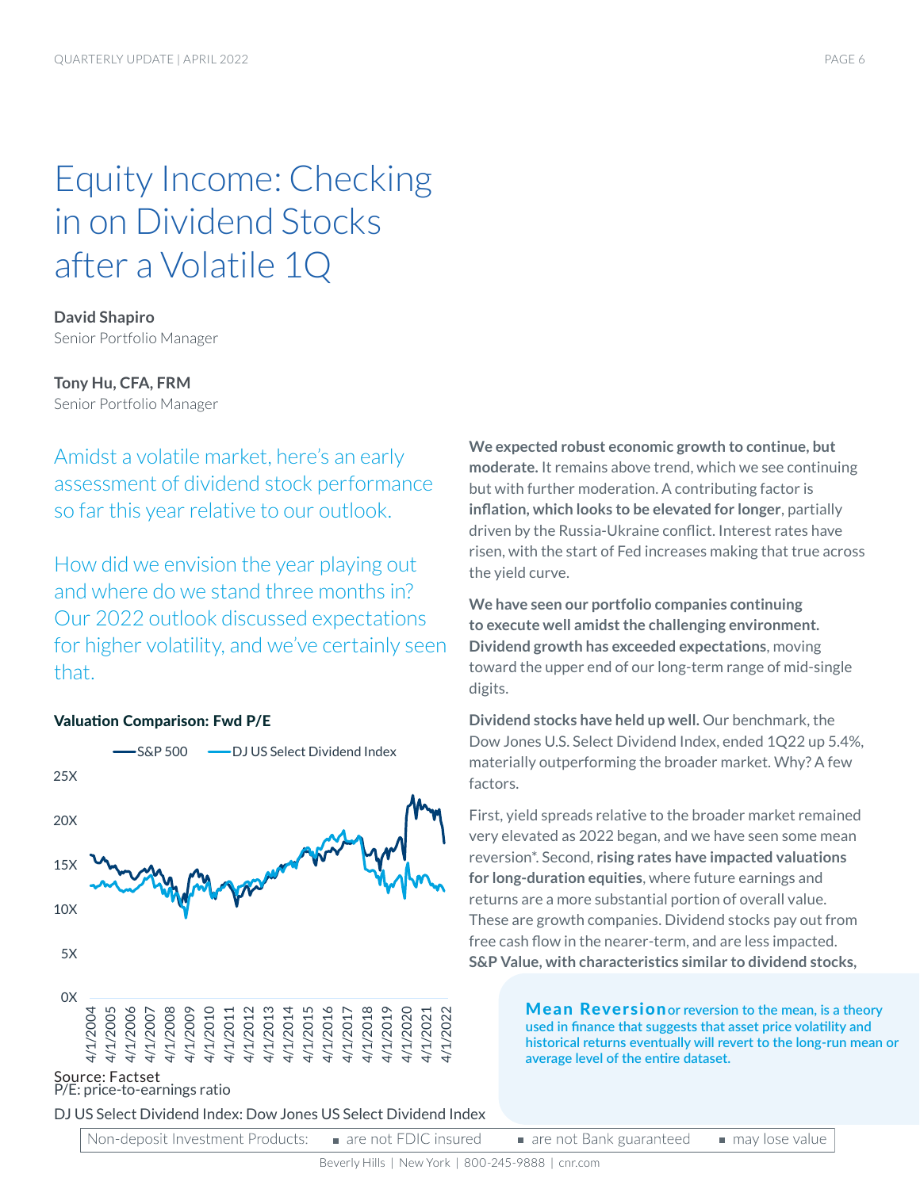# Equity Income: Checking in on Dividend Stocks after a Volatile 1Q

**David Shapiro**
Senior Portfolio Manager

**Tony Hu, CFA, FRM**
Senior Portfolio Manager

Amidst a volatile market, here's an early assessment of dividend stock performance so far this year relative to our outlook.

How did we envision the year playing out and where do we stand three months in? Our 2022 outlook discussed expectations for higher volatility, and we've certainly seen that.

**Valuation Comparison: Fwd P/E**

Source: Factset
P/E: price-to-earnings ratio
DJ US Select Dividend Index: Dow Jones US Select Dividend Index

**We expected robust economic growth to continue, but moderate.** It remains above trend, which we see continuing but with further moderation. A contributing factor is **inflation, which looks to be elevated for longer**, partially driven by the Russia-Ukraine conflict. Interest rates have risen, with the start of Fed increases making that true across the yield curve.

**We have seen our portfolio companies continuing to execute well amidst the challenging environment. Dividend growth has exceeded expectations**, moving toward the upper end of our long-term range of mid-single digits.

**Dividend stocks have held up well.** Our benchmark, the Dow Jones U.S. Select Dividend Index, ended 1Q22 up 5.4%, materially outperforming the broader market. Why? A few factors.

First, yield spreads relative to the broader market remained very elevated as 2022 began, and we have seen some mean reversion*. Second, **rising rates have impacted valuations for long-duration equities**, where future earnings and returns are a more substantial portion of overall value. These are growth companies. Dividend stocks pay out from free cash flow in the nearer-term, and are less impacted. **S&P Value, with characteristics similar to dividend stocks,**

**Mean Reversion** or reversion to the mean, is a theory used in finance that suggests that asset price volatility and historical returns eventually will revert to the long-run mean or average level of the entire dataset.

Non-deposit Investment Products: ▪ are not FDIC insured ▪ are not Bank guaranteed ▪ may lose value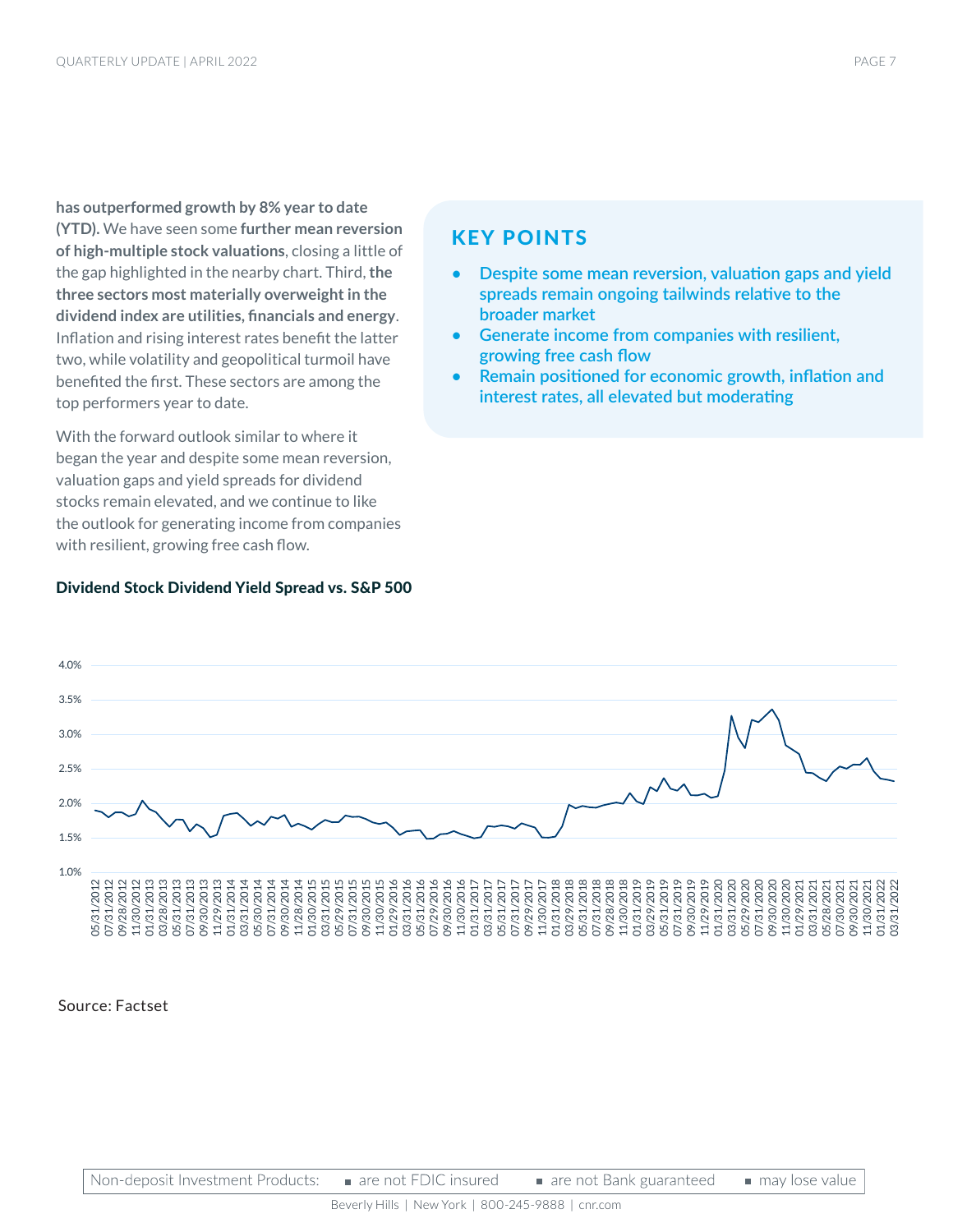**has outperformed growth by 8% year to date (YTD).** We have seen some **further mean reversion of high-multiple stock valuations**, closing a little of the gap highlighted in the nearby chart. Third, **the three sectors most materially overweight in the dividend index are utilities, financials and energy**. Inflation and rising interest rates benefit the latter two, while volatility and geopolitical turmoil have benefited the first. These sectors are among the top performers year to date.

With the forward outlook similar to where it began the year and despite some mean reversion, valuation gaps and yield spreads for dividend stocks remain elevated, and we continue to like the outlook for generating income from companies with resilient, growing free cash flow.

## KEY POINTS

- Despite some mean reversion, valuation gaps and yield spreads remain ongoing tailwinds relative to the broader market
- Generate income from companies with resilient, growing free cash flow
- Remain positioned for economic growth, inflation and interest rates, all elevated but moderating

**Dividend Stock Dividend Yield Spread vs. S&P 500**

Source: Factset

Non-deposit Investment Products: ■ are not FDIC insured ■ are not Bank guaranteed ■ may lose value

Beverly Hills | New York | 800-245-9888 | cnr.com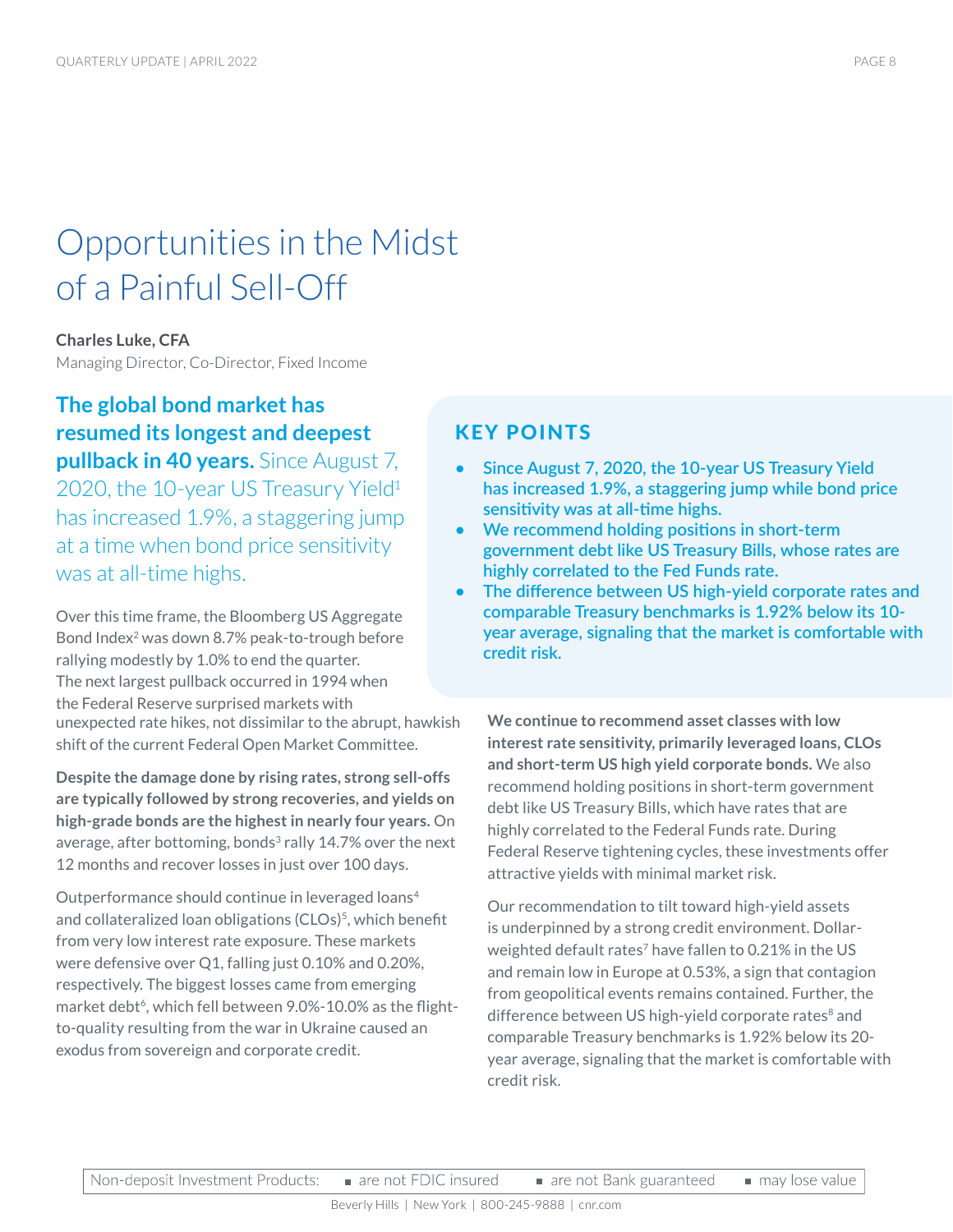# Opportunities in the Midst of a Painful Sell-Off

**Charles Luke, CFA**
Managing Director, Co-Director, Fixed Income

**The global bond market has resumed its longest and deepest pullback in 40 years.** Since August 7, 2020, the 10-year US Treasury Yield[1] has increased 1.9%, a staggering jump at a time when bond price sensitivity was at all-time highs.

Over this time frame, the Bloomberg US Aggregate Bond Index[2] was down 8.7% peak-to-trough before rallying modestly by 1.0% to end the quarter. The next largest pullback occurred in 1994 when the Federal Reserve surprised markets with unexpected rate hikes, not dissimilar to the abrupt, hawkish shift of the current Federal Open Market Committee.

**Despite the damage done by rising rates, strong sell-offs are typically followed by strong recoveries, and yields on high-grade bonds are the highest in nearly four years.** On average, after bottoming, bonds[3] rally 14.7% over the next 12 months and recover losses in just over 100 days.

Outperformance should continue in leveraged loans[4] and collateralized loan obligations (CLOs)[5], which benefit from very low interest rate exposure. These markets were defensive over Q1, falling just 0.10% and 0.20%, respectively. The biggest losses came from emerging market debt[6], which fell between 9.0%-10.0% as the flight-to-quality resulting from the war in Ukraine caused an exodus from sovereign and corporate credit.

## KEY POINTS

- **Since August 7, 2020, the 10-year US Treasury Yield has increased 1.9%, a staggering jump while bond price sensitivity was at all-time highs.**
- **We recommend holding positions in short-term government debt like US Treasury Bills, whose rates are highly correlated to the Fed Funds rate.**
- **The difference between US high-yield corporate rates and comparable Treasury benchmarks is 1.92% below its 10-year average, signaling that the market is comfortable with credit risk.**

**We continue to recommend asset classes with low interest rate sensitivity, primarily leveraged loans, CLOs and short-term US high yield corporate bonds.** We also recommend holding positions in short-term government debt like US Treasury Bills, which have rates that are highly correlated to the Federal Funds rate. During Federal Reserve tightening cycles, these investments offer attractive yields with minimal market risk.

Our recommendation to tilt toward high-yield assets is underpinned by a strong credit environment. Dollar-weighted default rates[7] have fallen to 0.21% in the US and remain low in Europe at 0.53%, a sign that contagion from geopolitical events remains contained. Further, the difference between US high-yield corporate rates[8] and comparable Treasury benchmarks is 1.92% below its 20-year average, signaling that the market is comfortable with credit risk.

Non-deposit Investment Products: ▪ are not FDIC insured ▪ are not Bank guaranteed ▪ may lose value

Beverly Hills | New York | 800-245-9888 | cnr.com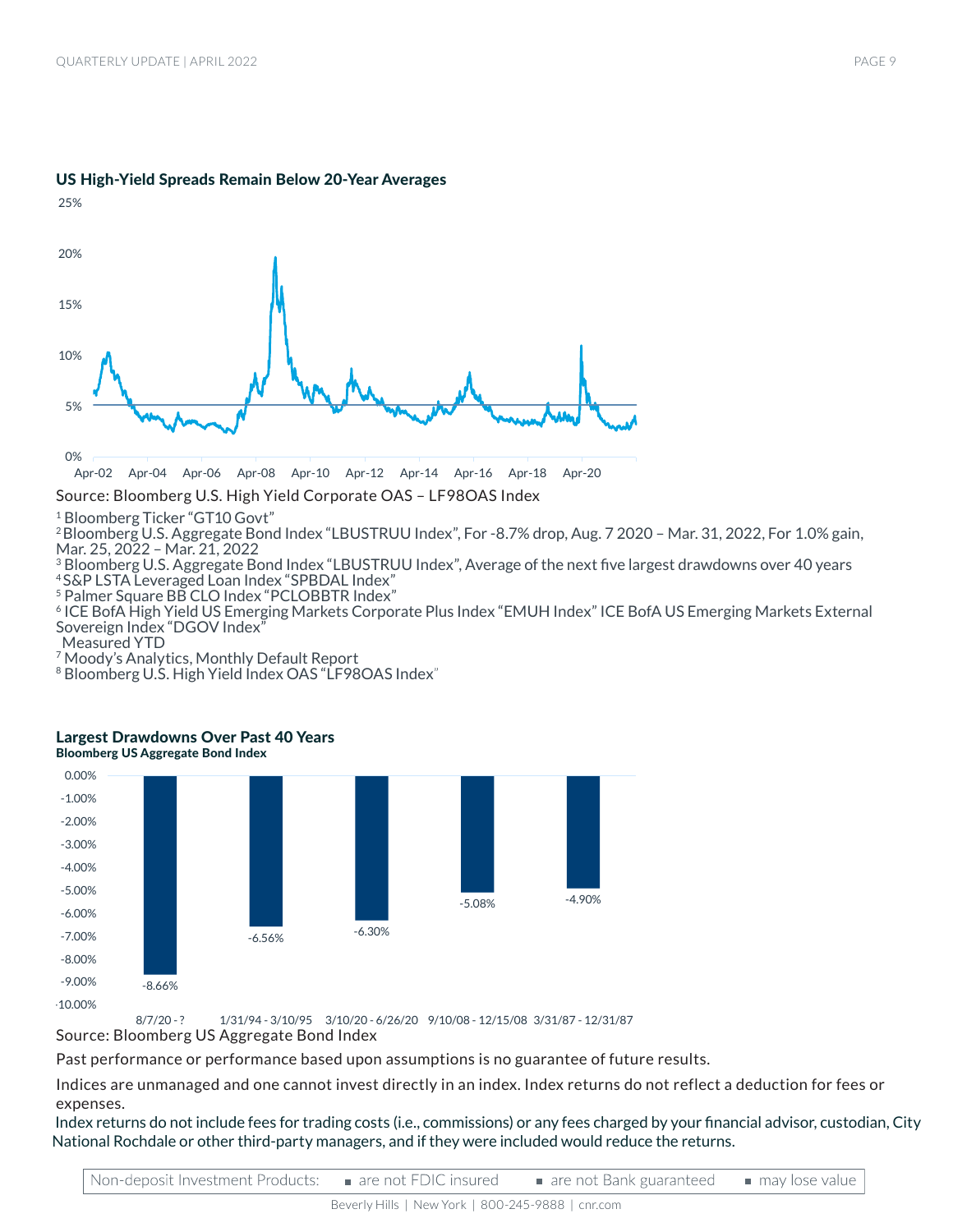**US High-Yield Spreads Remain Below 20-Year Averages**

Source: Bloomberg U.S. High Yield Corporate OAS – LF98OAS Index

[1] Bloomberg Ticker "GT10 Govt"
[2] Bloomberg U.S. Aggregate Bond Index "LBUSTRUU Index", For -8.7% drop, Aug. 7 2020 – Mar. 31, 2022, For 1.0% gain, Mar. 25, 2022 – Mar. 21, 2022
[3] Bloomberg U.S. Aggregate Bond Index "LBUSTRUU Index", Average of the next five largest drawdowns over 40 years
[4] S&P LSTA Leveraged Loan Index "SPBDAL Index"
[5] Palmer Square BB CLO Index "PCLOBBTR Index"
[6] ICE BofA High Yield US Emerging Markets Corporate Plus Index "EMUH Index" ICE BofA US Emerging Markets External Sovereign Index "DGOV Index"
Measured YTD
[7] Moody's Analytics, Monthly Default Report
[8] Bloomberg U.S. High Yield Index OAS "LF98OAS Index"

**Largest Drawdowns Over Past 40 Years**
**Bloomberg US Aggregate Bond Index**

| Period | Drawdown |
|---|---|
| 8/7/20 - ? | -8.66% |
| 1/31/94 - 3/10/95 | -6.56% |
| 3/10/20 - 6/26/20 | -6.30% |
| 9/10/08 - 12/15/08 | -5.08% |
| 3/31/87 - 12/31/87 | -4.90% |

Source: Bloomberg US Aggregate Bond Index

Past performance or performance based upon assumptions is no guarantee of future results.

Indices are unmanaged and one cannot invest directly in an index. Index returns do not reflect a deduction for fees or expenses.

Index returns do not include fees for trading costs (i.e., commissions) or any fees charged by your financial advisor, custodian, City National Rochdale or other third-party managers, and if they were included would reduce the returns.

Non-deposit Investment Products: ▪ are not FDIC insured ▪ are not Bank guaranteed ▪ may lose value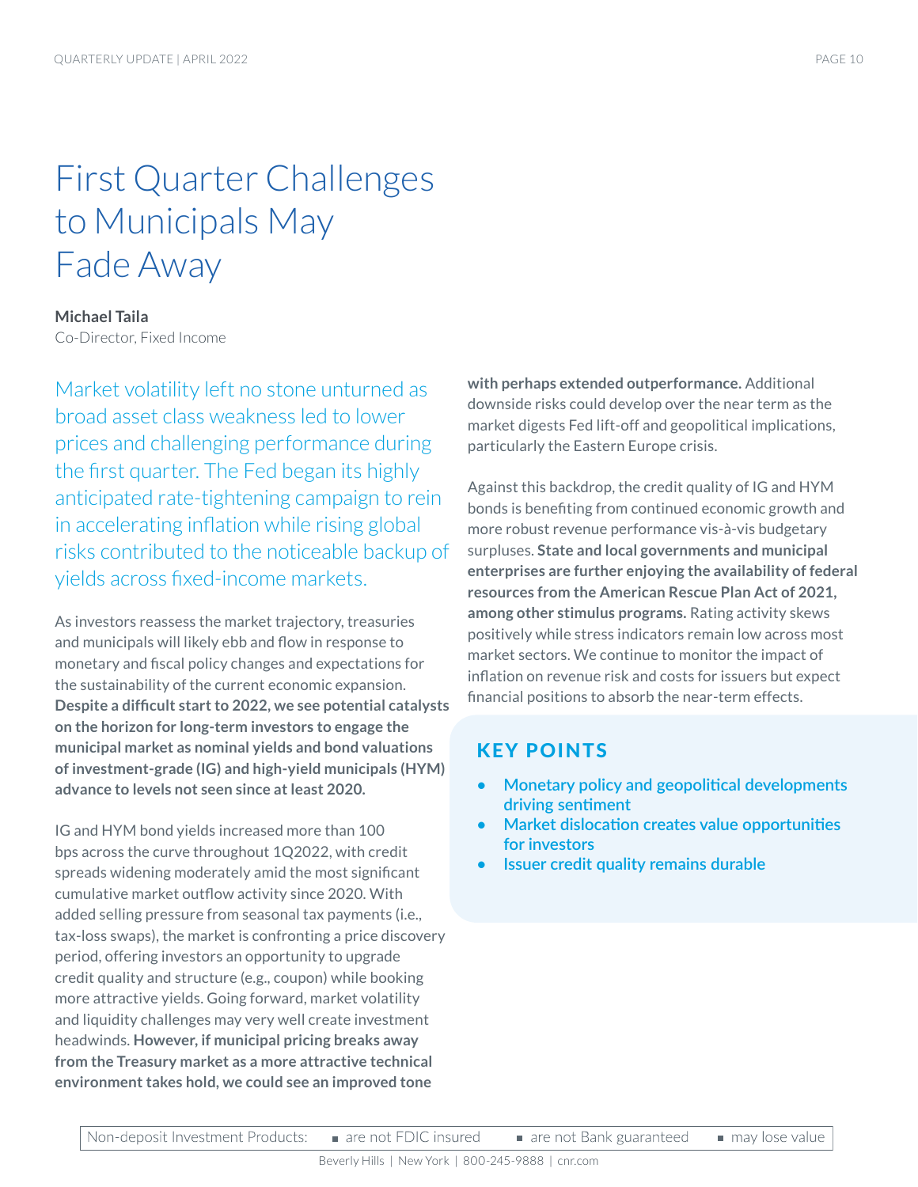# First Quarter Challenges to Municipals May Fade Away

**Michael Taila**
Co-Director, Fixed Income

Market volatility left no stone unturned as broad asset class weakness led to lower prices and challenging performance during the first quarter. The Fed began its highly anticipated rate-tightening campaign to rein in accelerating inflation while rising global risks contributed to the noticeable backup of yields across fixed-income markets.

As investors reassess the market trajectory, treasuries and municipals will likely ebb and flow in response to monetary and fiscal policy changes and expectations for the sustainability of the current economic expansion. **Despite a difficult start to 2022, we see potential catalysts on the horizon for long-term investors to engage the municipal market as nominal yields and bond valuations of investment-grade (IG) and high-yield municipals (HYM) advance to levels not seen since at least 2020.**

IG and HYM bond yields increased more than 100 bps across the curve throughout 1Q2022, with credit spreads widening moderately amid the most significant cumulative market outflow activity since 2020. With added selling pressure from seasonal tax payments (i.e., tax-loss swaps), the market is confronting a price discovery period, offering investors an opportunity to upgrade credit quality and structure (e.g., coupon) while booking more attractive yields. Going forward, market volatility and liquidity challenges may very well create investment headwinds. **However, if municipal pricing breaks away from the Treasury market as a more attractive technical environment takes hold, we could see an improved tone with perhaps extended outperformance.** Additional downside risks could develop over the near term as the market digests Fed lift-off and geopolitical implications, particularly the Eastern Europe crisis.

Against this backdrop, the credit quality of IG and HYM bonds is benefiting from continued economic growth and more robust revenue performance vis-à-vis budgetary surpluses. **State and local governments and municipal enterprises are further enjoying the availability of federal resources from the American Rescue Plan Act of 2021, among other stimulus programs.** Rating activity skews positively while stress indicators remain low across most market sectors. We continue to monitor the impact of inflation on revenue risk and costs for issuers but expect financial positions to absorb the near-term effects.

## KEY POINTS

- Monetary policy and geopolitical developments driving sentiment
- Market dislocation creates value opportunities for investors
- Issuer credit quality remains durable

Non-deposit Investment Products: ▪ are not FDIC insured ▪ are not Bank guaranteed ▪ may lose value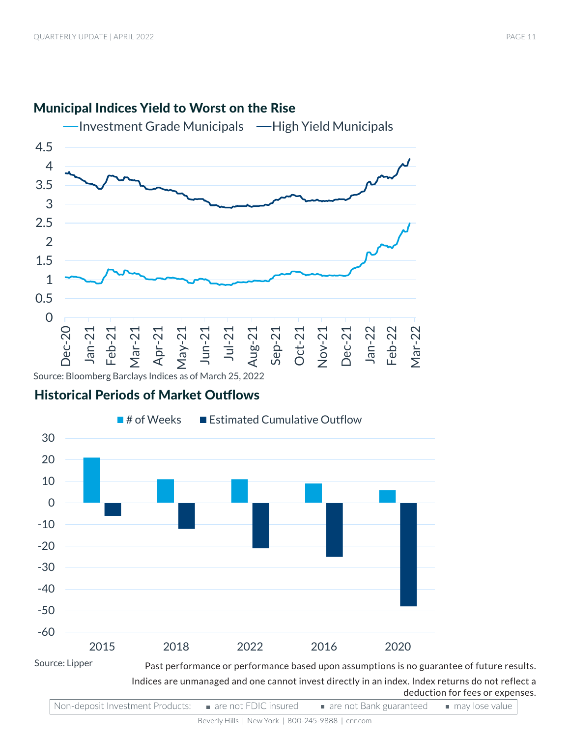## Municipal Indices Yield to Worst on the Rise

Source: Bloomberg Barclays Indices as of March 25, 2022

## Historical Periods of Market Outflows

Source: Lipper

Past performance or performance based upon assumptions is no guarantee of future results.

Indices are unmanaged and one cannot invest directly in an index. Index returns do not reflect a deduction for fees or expenses.

Non-deposit Investment Products: ▪ are not FDIC insured ▪ are not Bank guaranteed ▪ may lose value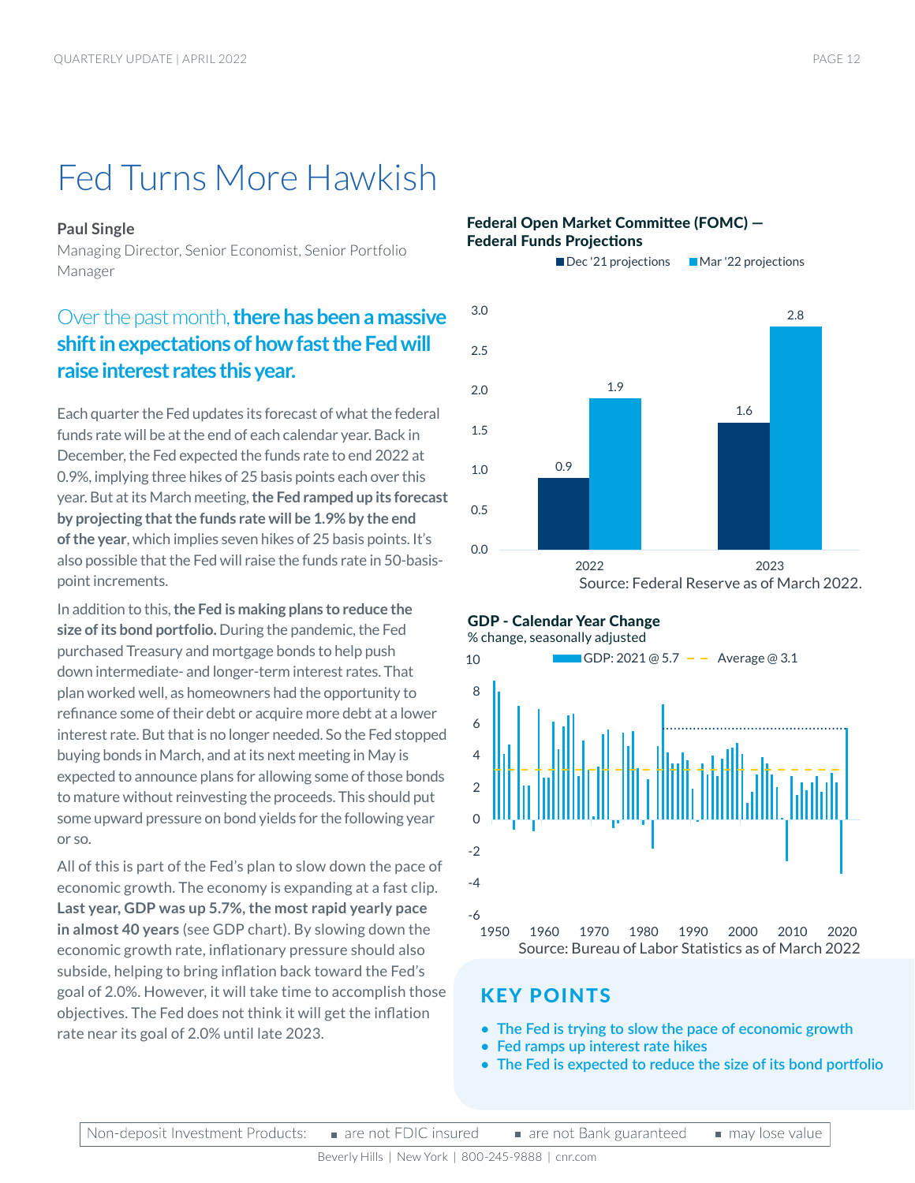# Fed Turns More Hawkish

**Paul Single**
Managing Director, Senior Economist, Senior Portfolio Manager

## Over the past month, **there has been a massive shift in expectations of how fast the Fed will raise interest rates this year.**

Each quarter the Fed updates its forecast of what the federal funds rate will be at the end of each calendar year. Back in December, the Fed expected the funds rate to end 2022 at 0.9%, implying three hikes of 25 basis points each over this year. But at its March meeting, **the Fed ramped up its forecast by projecting that the funds rate will be 1.9% by the end of the year**, which implies seven hikes of 25 basis points. It's also possible that the Fed will raise the funds rate in 50-basis-point increments.

In addition to this, **the Fed is making plans to reduce the size of its bond portfolio.** During the pandemic, the Fed purchased Treasury and mortgage bonds to help push down intermediate- and longer-term interest rates. That plan worked well, as homeowners had the opportunity to refinance some of their debt or acquire more debt at a lower interest rate. But that is no longer needed. So the Fed stopped buying bonds in March, and at its next meeting in May is expected to announce plans for allowing some of those bonds to mature without reinvesting the proceeds. This should put some upward pressure on bond yields for the following year or so.

All of this is part of the Fed's plan to slow down the pace of economic growth. The economy is expanding at a fast clip. **Last year, GDP was up 5.7%, the most rapid yearly pace in almost 40 years** (see GDP chart). By slowing down the economic growth rate, inflationary pressure should also subside, helping to bring inflation back toward the Fed's goal of 2.0%. However, it will take time to accomplish those objectives. The Fed does not think it will get the inflation rate near its goal of 2.0% until late 2023.

**Federal Open Market Committee (FOMC) — Federal Funds Projections**

| | Dec '21 projections | Mar '22 projections |
|---|---|---|
| 2022 | 0.9 | 1.9 |
| 2023 | 1.6 | 2.8 |

Source: Federal Reserve as of March 2022.

**GDP - Calendar Year Change**
% change, seasonally adjusted

GDP: 2021 @ 5.7 — Average @ 3.1

Source: Bureau of Labor Statistics as of March 2022

## KEY POINTS

- The Fed is trying to slow the pace of economic growth
- Fed ramps up interest rate hikes
- The Fed is expected to reduce the size of its bond portfolio

Non-deposit Investment Products: ▪ are not FDIC insured ▪ are not Bank guaranteed ▪ may lose value

Beverly Hills | New York | 800-245-9888 | cnr.com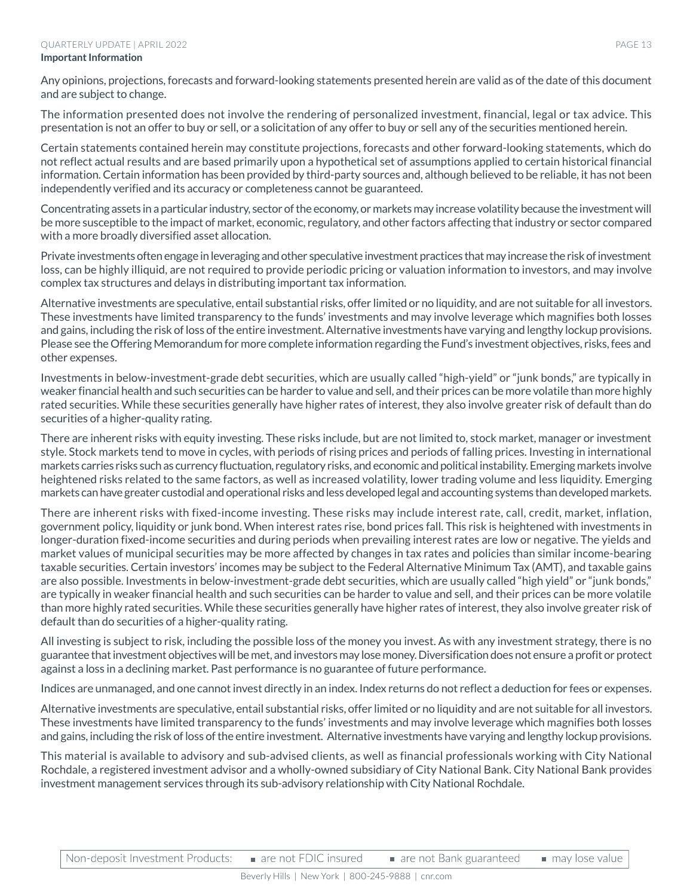## Important Information

Any opinions, projections, forecasts and forward-looking statements presented herein are valid as of the date of this document and are subject to change.

The information presented does not involve the rendering of personalized investment, financial, legal or tax advice. This presentation is not an offer to buy or sell, or a solicitation of any offer to buy or sell any of the securities mentioned herein.

Certain statements contained herein may constitute projections, forecasts and other forward-looking statements, which do not reflect actual results and are based primarily upon a hypothetical set of assumptions applied to certain historical financial information. Certain information has been provided by third-party sources and, although believed to be reliable, it has not been independently verified and its accuracy or completeness cannot be guaranteed.

Concentrating assets in a particular industry, sector of the economy, or markets may increase volatility because the investment will be more susceptible to the impact of market, economic, regulatory, and other factors affecting that industry or sector compared with a more broadly diversified asset allocation.

Private investments often engage in leveraging and other speculative investment practices that may increase the risk of investment loss, can be highly illiquid, are not required to provide periodic pricing or valuation information to investors, and may involve complex tax structures and delays in distributing important tax information.

Alternative investments are speculative, entail substantial risks, offer limited or no liquidity, and are not suitable for all investors. These investments have limited transparency to the funds' investments and may involve leverage which magnifies both losses and gains, including the risk of loss of the entire investment. Alternative investments have varying and lengthy lockup provisions. Please see the Offering Memorandum for more complete information regarding the Fund's investment objectives, risks, fees and other expenses.

Investments in below-investment-grade debt securities, which are usually called "high-yield" or "junk bonds," are typically in weaker financial health and such securities can be harder to value and sell, and their prices can be more volatile than more highly rated securities. While these securities generally have higher rates of interest, they also involve greater risk of default than do securities of a higher-quality rating.

There are inherent risks with equity investing. These risks include, but are not limited to, stock market, manager or investment style. Stock markets tend to move in cycles, with periods of rising prices and periods of falling prices. Investing in international markets carries risks such as currency fluctuation, regulatory risks, and economic and political instability. Emerging markets involve heightened risks related to the same factors, as well as increased volatility, lower trading volume and less liquidity. Emerging markets can have greater custodial and operational risks and less developed legal and accounting systems than developed markets.

There are inherent risks with fixed-income investing. These risks may include interest rate, call, credit, market, inflation, government policy, liquidity or junk bond. When interest rates rise, bond prices fall. This risk is heightened with investments in longer-duration fixed-income securities and during periods when prevailing interest rates are low or negative. The yields and market values of municipal securities may be more affected by changes in tax rates and policies than similar income-bearing taxable securities. Certain investors' incomes may be subject to the Federal Alternative Minimum Tax (AMT), and taxable gains are also possible. Investments in below-investment-grade debt securities, which are usually called "high yield" or "junk bonds," are typically in weaker financial health and such securities can be harder to value and sell, and their prices can be more volatile than more highly rated securities. While these securities generally have higher rates of interest, they also involve greater risk of default than do securities of a higher-quality rating.

All investing is subject to risk, including the possible loss of the money you invest. As with any investment strategy, there is no guarantee that investment objectives will be met, and investors may lose money. Diversification does not ensure a profit or protect against a loss in a declining market. Past performance is no guarantee of future performance.

Indices are unmanaged, and one cannot invest directly in an index. Index returns do not reflect a deduction for fees or expenses.

Alternative investments are speculative, entail substantial risks, offer limited or no liquidity and are not suitable for all investors. These investments have limited transparency to the funds' investments and may involve leverage which magnifies both losses and gains, including the risk of loss of the entire investment. Alternative investments have varying and lengthy lockup provisions.

This material is available to advisory and sub-advised clients, as well as financial professionals working with City National Rochdale, a registered investment advisor and a wholly-owned subsidiary of City National Bank. City National Bank provides investment management services through its sub-advisory relationship with City National Rochdale.

| Non-deposit Investment Products: | ■ are not FDIC insured | ■ are not Bank guaranteed | ■ may lose value |
|---|---|---|---|

Beverly Hills | New York | 800-245-9888 | cnr.com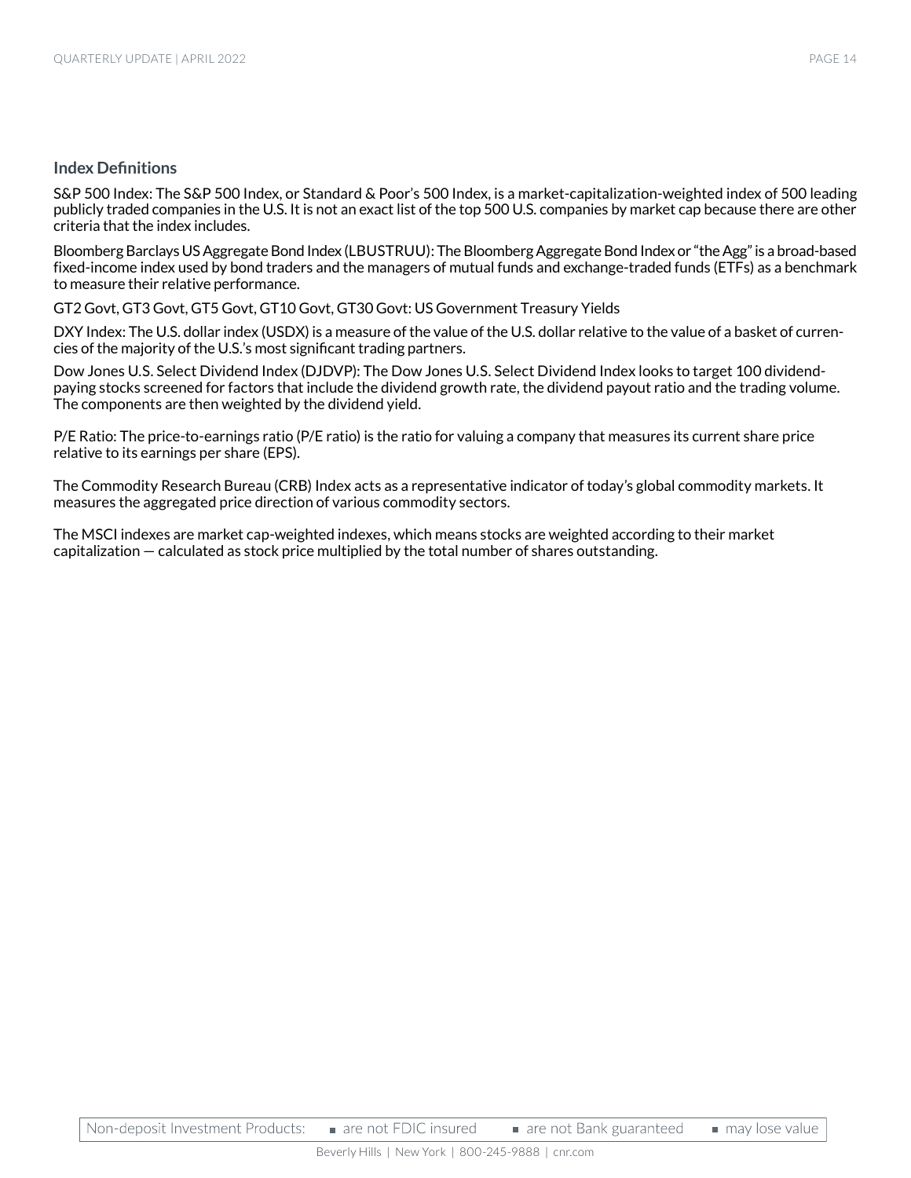## Index Definitions

S&P 500 Index: The S&P 500 Index, or Standard & Poor's 500 Index, is a market-capitalization-weighted index of 500 leading publicly traded companies in the U.S. It is not an exact list of the top 500 U.S. companies by market cap because there are other criteria that the index includes.

Bloomberg Barclays US Aggregate Bond Index (LBUSTRUU): The Bloomberg Aggregate Bond Index or "the Agg" is a broad-based fixed-income index used by bond traders and the managers of mutual funds and exchange-traded funds (ETFs) as a benchmark to measure their relative performance.

GT2 Govt, GT3 Govt, GT5 Govt, GT10 Govt, GT30 Govt: US Government Treasury Yields

DXY Index: The U.S. dollar index (USDX) is a measure of the value of the U.S. dollar relative to the value of a basket of currencies of the majority of the U.S.'s most significant trading partners.

Dow Jones U.S. Select Dividend Index (DJDVP): The Dow Jones U.S. Select Dividend Index looks to target 100 dividend-paying stocks screened for factors that include the dividend growth rate, the dividend payout ratio and the trading volume. The components are then weighted by the dividend yield.

P/E Ratio: The price-to-earnings ratio (P/E ratio) is the ratio for valuing a company that measures its current share price relative to its earnings per share (EPS).

The Commodity Research Bureau (CRB) Index acts as a representative indicator of today's global commodity markets. It measures the aggregated price direction of various commodity sectors.

The MSCI indexes are market cap-weighted indexes, which means stocks are weighted according to their market capitalization — calculated as stock price multiplied by the total number of shares outstanding.

Non-deposit Investment Products: ■ are not FDIC insured ■ are not Bank guaranteed ■ may lose value

Beverly Hills | New York | 800-245-9888 | cnr.com